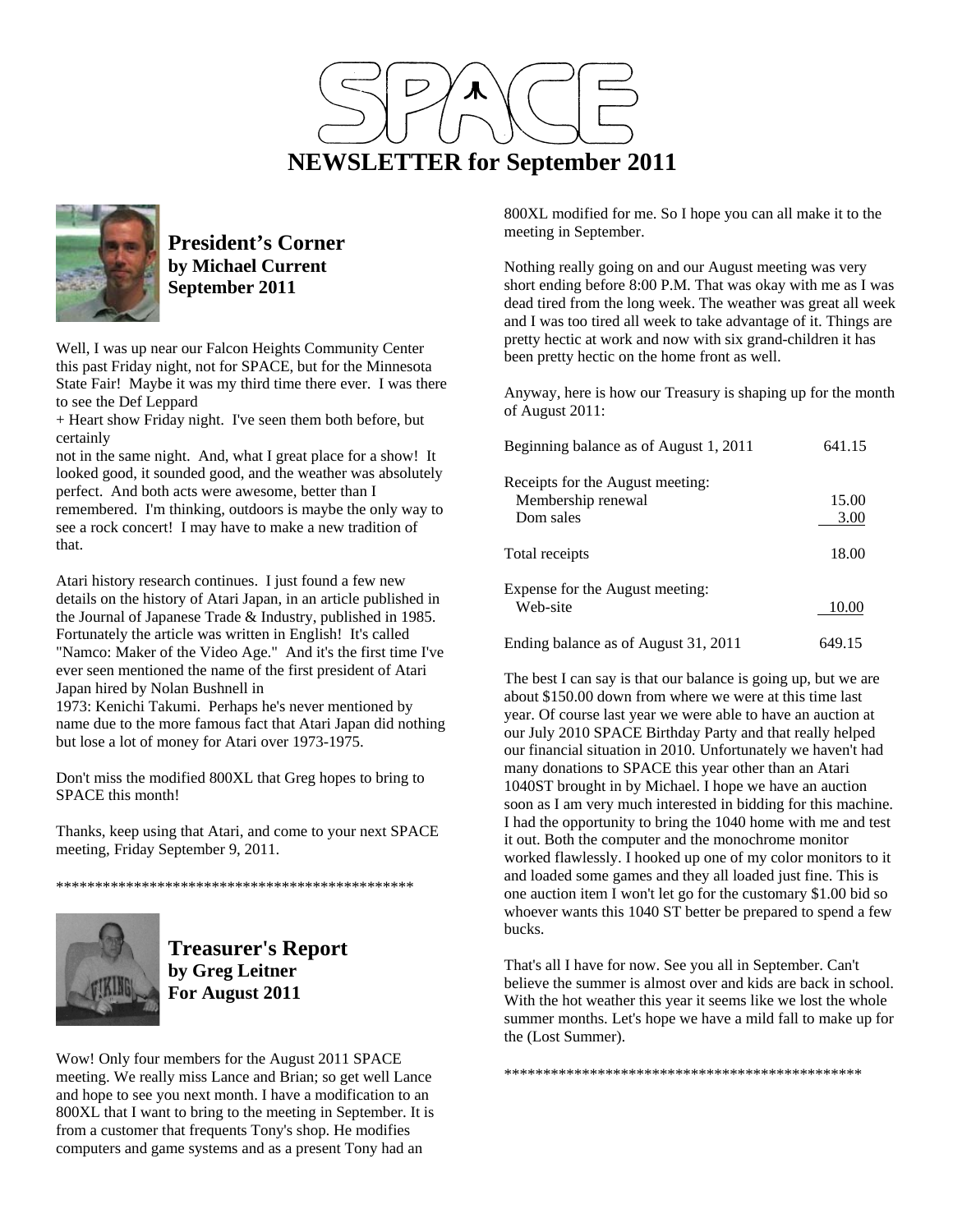# SPACE

# NEWSLETTER for September 2011

## President's Corner
**by Michael Current**
**September 2011**

Well, I was up near our Falcon Heights Community Center this past Friday night, not for SPACE, but for the Minnesota State Fair! Maybe it was my third time there ever. I was there to see the Def Leppard + Heart show Friday night. I've seen them both before, but certainly not in the same night. And, what I great place for a show! It looked good, it sounded good, and the weather was absolutely perfect. And both acts were awesome, better than I remembered. I'm thinking, outdoors is maybe the only way to see a rock concert! I may have to make a new tradition of that.

Atari history research continues. I just found a few new details on the history of Atari Japan, in an article published in the Journal of Japanese Trade & Industry, published in 1985. Fortunately the article was written in English! It's called "Namco: Maker of the Video Age." And it's the first time I've ever seen mentioned the name of the first president of Atari Japan hired by Nolan Bushnell in 1973: Kenichi Takumi. Perhaps he's never mentioned by name due to the more famous fact that Atari Japan did nothing but lose a lot of money for Atari over 1973-1975.

Don't miss the modified 800XL that Greg hopes to bring to SPACE this month!

Thanks, keep using that Atari, and come to your next SPACE meeting, Friday September 9, 2011.

\*\*\*\*\*\*\*\*\*\*\*\*\*\*\*\*\*\*\*\*\*\*\*\*\*\*\*\*\*\*\*\*\*\*\*\*\*\*\*\*\*\*\*\*\*\*\*

## Treasurer's Report
**by Greg Leitner**
**For August 2011**

Wow! Only four members for the August 2011 SPACE meeting. We really miss Lance and Brian; so get well Lance and hope to see you next month. I have a modification to an 800XL that I want to bring to the meeting in September. It is from a customer that frequents Tony's shop. He modifies computers and game systems and as a present Tony had an 800XL modified for me. So I hope you can all make it to the meeting in September.

Nothing really going on and our August meeting was very short ending before 8:00 P.M. That was okay with me as I was dead tired from the long week. The weather was great all week and I was too tired all week to take advantage of it. Things are pretty hectic at work and now with six grand-children it has been pretty hectic on the home front as well.

Anyway, here is how our Treasury is shaping up for the month of August 2011:

| | |
|---|---|
| Beginning balance as of August 1, 2011 | 641.15 |
| Receipts for the August meeting: | |
| Membership renewal | 15.00 |
| Dom sales | 3.00 |
| Total receipts | 18.00 |
| Expense for the August meeting: | |
| Web-site | 10.00 |
| Ending balance as of August 31, 2011 | 649.15 |

The best I can say is that our balance is going up, but we are about $150.00 down from where we were at this time last year. Of course last year we were able to have an auction at our July 2010 SPACE Birthday Party and that really helped our financial situation in 2010. Unfortunately we haven't had many donations to SPACE this year other than an Atari 1040ST brought in by Michael. I hope we have an auction soon as I am very much interested in bidding for this machine. I had the opportunity to bring the 1040 home with me and test it out. Both the computer and the monochrome monitor worked flawlessly. I hooked up one of my color monitors to it and loaded some games and they all loaded just fine. This is one auction item I won't let go for the customary $1.00 bid so whoever wants this 1040 ST better be prepared to spend a few bucks.

That's all I have for now. See you all in September. Can't believe the summer is almost over and kids are back in school. With the hot weather this year it seems like we lost the whole summer months. Let's hope we have a mild fall to make up for the (Lost Summer).

\*\*\*\*\*\*\*\*\*\*\*\*\*\*\*\*\*\*\*\*\*\*\*\*\*\*\*\*\*\*\*\*\*\*\*\*\*\*\*\*\*\*\*\*\*\*\*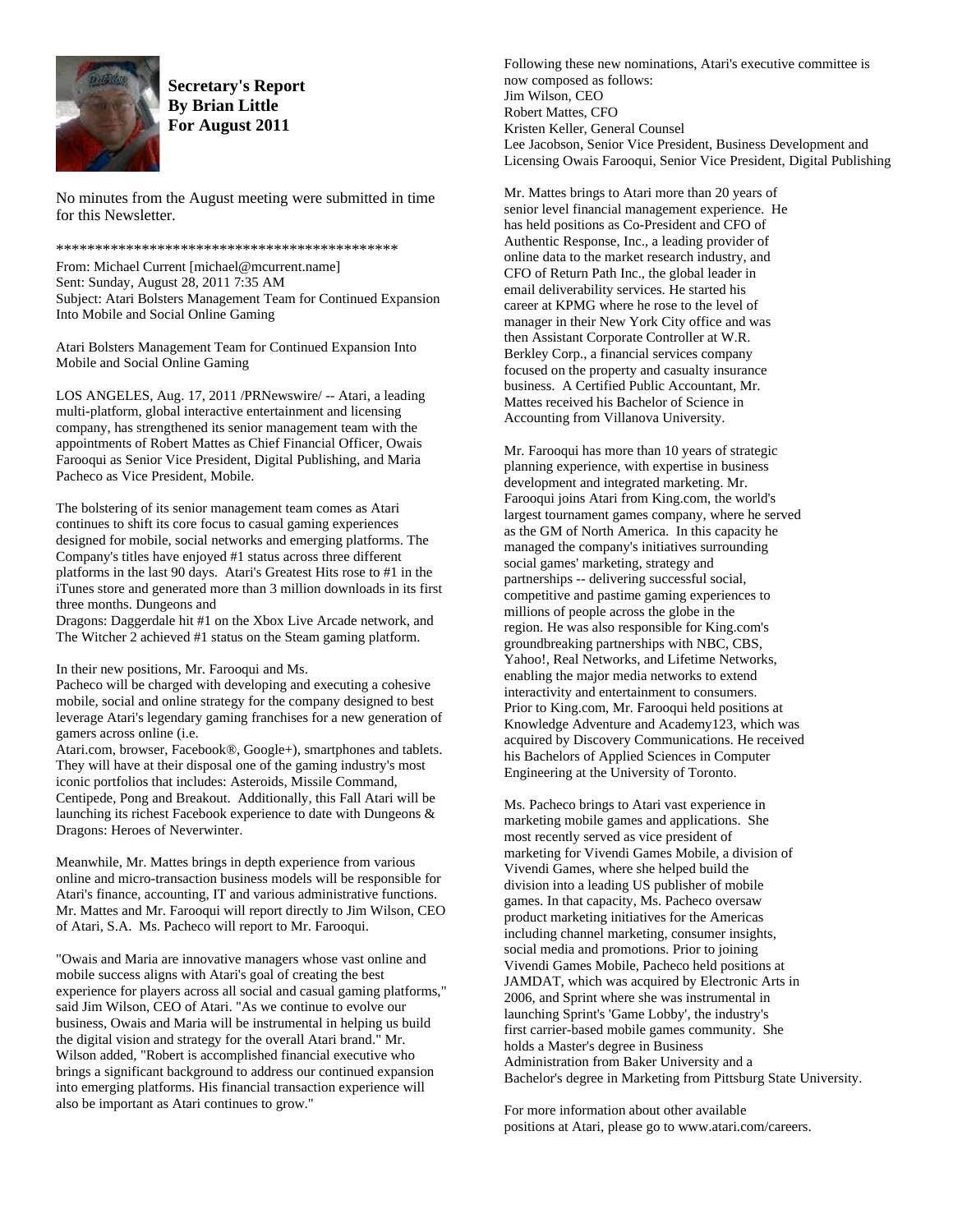**Secretary's Report**
**By Brian Little**
**For August 2011**

No minutes from the August meeting were submitted in time for this Newsletter.

\*\*\*\*\*\*\*\*\*\*\*\*\*\*\*\*\*\*\*\*\*\*\*\*\*\*\*\*\*\*\*\*\*\*\*\*\*\*\*\*\*\*\*\*\*\*

From: Michael Current [michael@mcurrent.name]
Sent: Sunday, August 28, 2011 7:35 AM
Subject: Atari Bolsters Management Team for Continued Expansion Into Mobile and Social Online Gaming

Atari Bolsters Management Team for Continued Expansion Into Mobile and Social Online Gaming

LOS ANGELES, Aug. 17, 2011 /PRNewswire/ -- Atari, a leading multi-platform, global interactive entertainment and licensing company, has strengthened its senior management team with the appointments of Robert Mattes as Chief Financial Officer, Owais Farooqui as Senior Vice President, Digital Publishing, and Maria Pacheco as Vice President, Mobile.

The bolstering of its senior management team comes as Atari continues to shift its core focus to casual gaming experiences designed for mobile, social networks and emerging platforms. The Company's titles have enjoyed #1 status across three different platforms in the last 90 days. Atari's Greatest Hits rose to #1 in the iTunes store and generated more than 3 million downloads in its first three months. Dungeons and Dragons: Daggerdale hit #1 on the Xbox Live Arcade network, and The Witcher 2 achieved #1 status on the Steam gaming platform.

In their new positions, Mr. Farooqui and Ms. Pacheco will be charged with developing and executing a cohesive mobile, social and online strategy for the company designed to best leverage Atari's legendary gaming franchises for a new generation of gamers across online (i.e. Atari.com, browser, Facebook®, Google+), smartphones and tablets. They will have at their disposal one of the gaming industry's most iconic portfolios that includes: Asteroids, Missile Command, Centipede, Pong and Breakout. Additionally, this Fall Atari will be launching its richest Facebook experience to date with Dungeons & Dragons: Heroes of Neverwinter.

Meanwhile, Mr. Mattes brings in depth experience from various online and micro-transaction business models will be responsible for Atari's finance, accounting, IT and various administrative functions. Mr. Mattes and Mr. Farooqui will report directly to Jim Wilson, CEO of Atari, S.A. Ms. Pacheco will report to Mr. Farooqui.

"Owais and Maria are innovative managers whose vast online and mobile success aligns with Atari's goal of creating the best experience for players across all social and casual gaming platforms," said Jim Wilson, CEO of Atari. "As we continue to evolve our business, Owais and Maria will be instrumental in helping us build the digital vision and strategy for the overall Atari brand." Mr. Wilson added, "Robert is accomplished financial executive who brings a significant background to address our continued expansion into emerging platforms. His financial transaction experience will also be important as Atari continues to grow."

Following these new nominations, Atari's executive committee is now composed as follows:
Jim Wilson, CEO
Robert Mattes, CFO
Kristen Keller, General Counsel
Lee Jacobson, Senior Vice President, Business Development and Licensing Owais Farooqui, Senior Vice President, Digital Publishing

Mr. Mattes brings to Atari more than 20 years of senior level financial management experience. He has held positions as Co-President and CFO of Authentic Response, Inc., a leading provider of online data to the market research industry, and CFO of Return Path Inc., the global leader in email deliverability services. He started his career at KPMG where he rose to the level of manager in their New York City office and was then Assistant Corporate Controller at W.R. Berkley Corp., a financial services company focused on the property and casualty insurance business. A Certified Public Accountant, Mr. Mattes received his Bachelor of Science in Accounting from Villanova University.

Mr. Farooqui has more than 10 years of strategic planning experience, with expertise in business development and integrated marketing. Mr. Farooqui joins Atari from King.com, the world's largest tournament games company, where he served as the GM of North America. In this capacity he managed the company's initiatives surrounding social games' marketing, strategy and partnerships -- delivering successful social, competitive and pastime gaming experiences to millions of people across the globe in the region. He was also responsible for King.com's groundbreaking partnerships with NBC, CBS, Yahoo!, Real Networks, and Lifetime Networks, enabling the major media networks to extend interactivity and entertainment to consumers. Prior to King.com, Mr. Farooqui held positions at Knowledge Adventure and Academy123, which was acquired by Discovery Communications. He received his Bachelors of Applied Sciences in Computer Engineering at the University of Toronto.

Ms. Pacheco brings to Atari vast experience in marketing mobile games and applications. She most recently served as vice president of marketing for Vivendi Games Mobile, a division of Vivendi Games, where she helped build the division into a leading US publisher of mobile games. In that capacity, Ms. Pacheco oversaw product marketing initiatives for the Americas including channel marketing, consumer insights, social media and promotions. Prior to joining Vivendi Games Mobile, Pacheco held positions at JAMDAT, which was acquired by Electronic Arts in 2006, and Sprint where she was instrumental in launching Sprint's 'Game Lobby', the industry's first carrier-based mobile games community. She holds a Master's degree in Business Administration from Baker University and a Bachelor's degree in Marketing from Pittsburg State University.

For more information about other available positions at Atari, please go to www.atari.com/careers.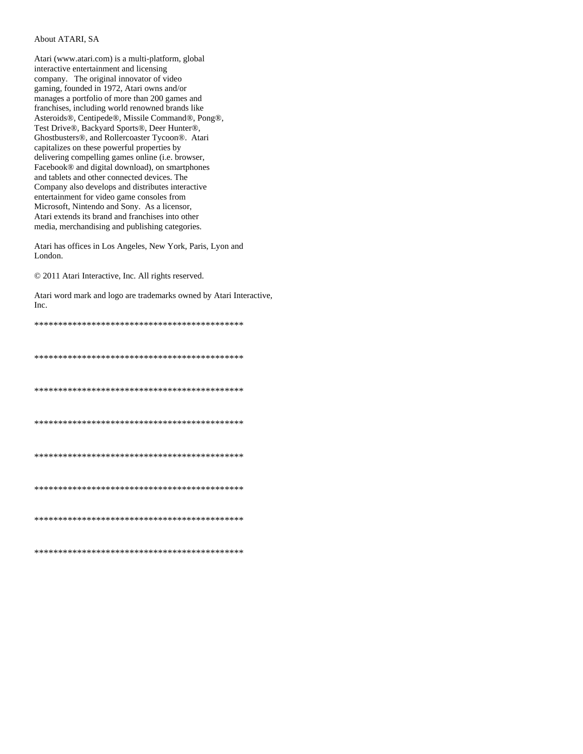About ATARI, SA

Atari (www.atari.com) is a multi-platform, global interactive entertainment and licensing company. The original innovator of video gaming, founded in 1972, Atari owns and/or manages a portfolio of more than 200 games and franchises, including world renowned brands like Asteroids®, Centipede®, Missile Command®, Pong®, Test Drive®, Backyard Sports®, Deer Hunter®, Ghostbusters®, and Rollercoaster Tycoon®. Atari capitalizes on these powerful properties by delivering compelling games online (i.e. browser, Facebook® and digital download), on smartphones and tablets and other connected devices. The Company also develops and distributes interactive entertainment for video game consoles from Microsoft, Nintendo and Sony. As a licensor, Atari extends its brand and franchises into other media, merchandising and publishing categories.

Atari has offices in Los Angeles, New York, Paris, Lyon and London.

© 2011 Atari Interactive, Inc. All rights reserved.

Atari word mark and logo are trademarks owned by Atari Interactive, Inc.

********************************************

********************************************

********************************************

********************************************

********************************************

********************************************

********************************************

********************************************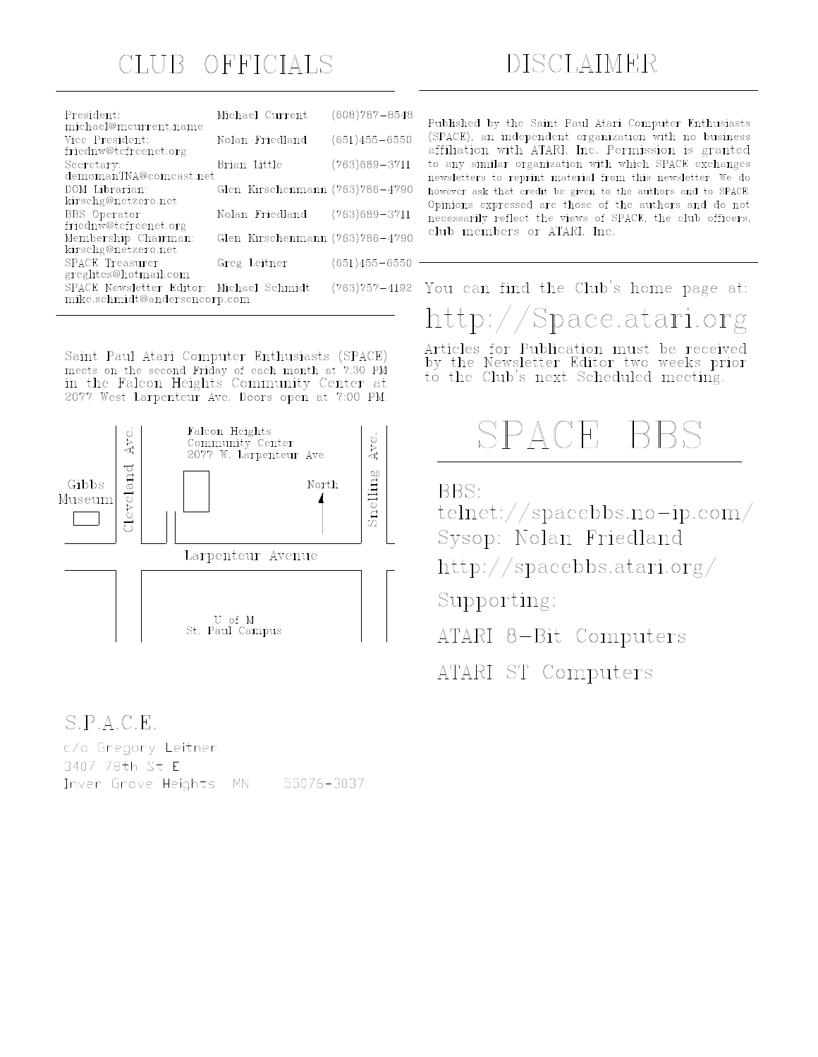# CLUB OFFICIALS

| | | |
|---|---|---|
| President: michael@mcurrent.name | Michael Current | (608)787-8548 |
| Vice President: friednw@tcfreenet.org | Nolan Friedland | (651)455-6550 |
| Secretary: demomanTNA@comcast.net | Brian Little | (763)689-3711 |
| DOM Librarian: kirschg@netzero.net | Glen Kirschenmann | (763)786-4790 |
| BBS Operator friednw@tcfreenet.org | Nolan Friedland | (763)689-3711 |
| Membership Chairman: kirschg@netzero.net | Glen Kirschenmann | (763)786-4790 |
| SPACE Treasurer greglites@hotmail.com | Greg Leitner | (651)455-6550 |
| SPACE Newsletter Editor: mike.schmidt@andersencorp.com | Michael Schmidt | (763)757-4192 |

Saint Paul Atari Computer Enthusiasts (SPACE) meets on the second Friday of each month at 7:30 PM in the Falcon Heights Community Center at 2077 West Larpenteur Ave. Doors open at 7:00 PM.

Falcon Heights
Community Center
2077 W. Larpenteur Ave.

Gibbs Museum

Cleveland Ave.

Snelling Ave.

North

Larpenteur Avenue

U of M
St. Paul Campus

S.P.A.C.E.
c/o Gregory Leitner
3407 78th St E
Inver Grove Heights MN 55076-3037

# DISCLAIMER

Published by the Saint Paul Atari Computer Enthusiasts (SPACE), an independent organization with no business affiliation with ATARI, Inc. Permission is granted to any similar organization with which SPACE exchanges newsletters to reprint material from this newsletter. We do however ask that credit be given to the authors and to SPACE. Opinions expressed are those of the authors and do not necessarily reflect the views of SPACE, the club officers, club members or ATARI, Inc.

You can find the Club's home page at:

http://Space.atari.org

Articles for Publication must be received by the Newsletter Editor two weeks prior to the Club's next Scheduled meeting.

# SPACE BBS

BBS:
telnet://spacebbs.no-ip.com/
Sysop: Nolan Friedland
http://spacebbs.atari.org/

Supporting:

ATARI 8-Bit Computers

ATARI ST Computers